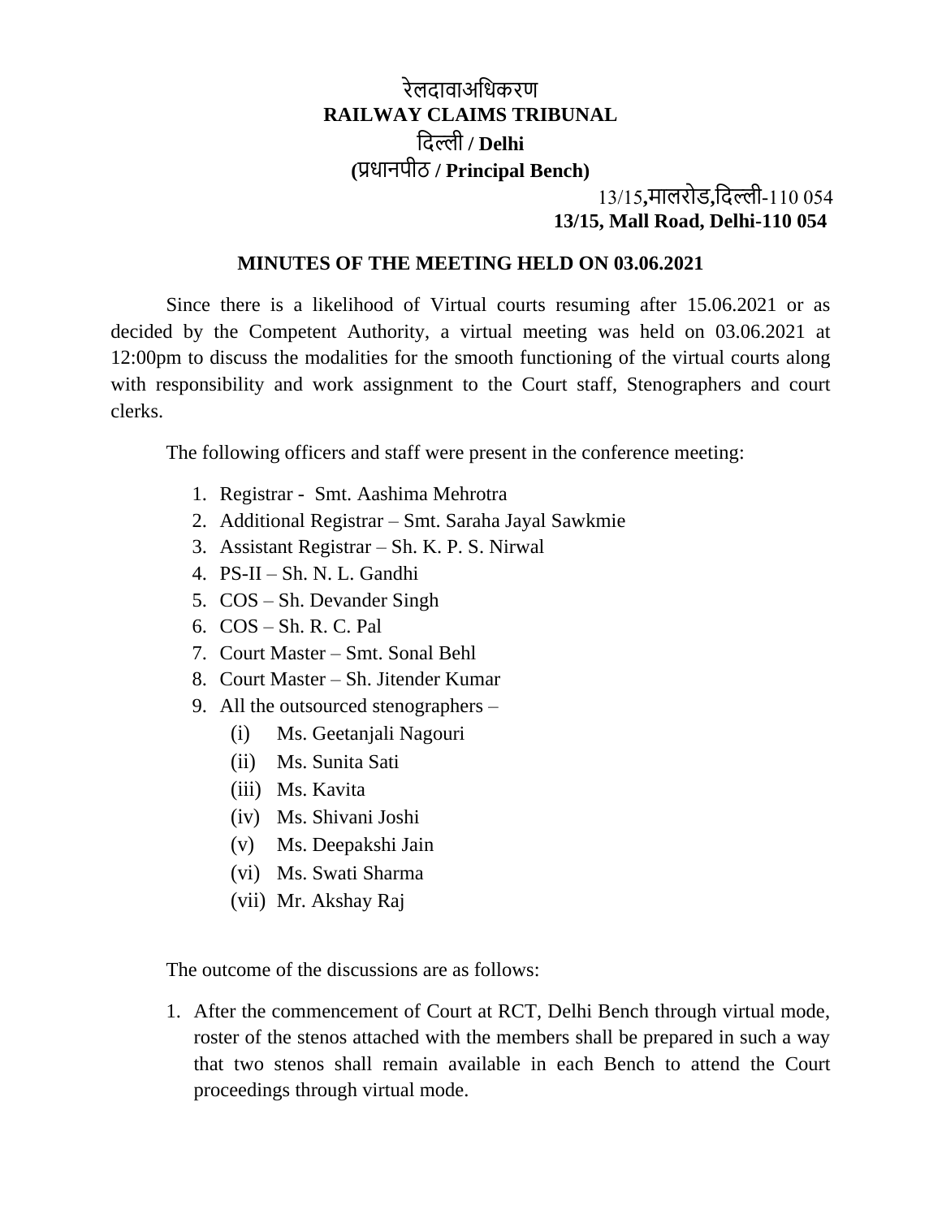# रेलदावाअधिकरण
# RAILWAY CLAIMS TRIBUNAL
## दिल्ली / Delhi
## (प्रधानपीठ / Principal Bench)

13/15,मालरोड,दिल्ली-110 054
**13/15, Mall Road, Delhi-110 054**

### MINUTES OF THE MEETING HELD ON 03.06.2021

Since there is a likelihood of Virtual courts resuming after 15.06.2021 or as decided by the Competent Authority, a virtual meeting was held on 03.06.2021 at 12:00pm to discuss the modalities for the smooth functioning of the virtual courts along with responsibility and work assignment to the Court staff, Stenographers and court clerks.

The following officers and staff were present in the conference meeting:

1. Registrar - Smt. Aashima Mehrotra
2. Additional Registrar – Smt. Saraha Jayal Sawkmie
3. Assistant Registrar – Sh. K. P. S. Nirwal
4. PS-II – Sh. N. L. Gandhi
5. COS – Sh. Devander Singh
6. COS – Sh. R. C. Pal
7. Court Master – Smt. Sonal Behl
8. Court Master – Sh. Jitender Kumar
9. All the outsourced stenographers –
   (i) Ms. Geetanjali Nagouri
   (ii) Ms. Sunita Sati
   (iii) Ms. Kavita
   (iv) Ms. Shivani Joshi
   (v) Ms. Deepakshi Jain
   (vi) Ms. Swati Sharma
   (vii) Mr. Akshay Raj

The outcome of the discussions are as follows:

1. After the commencement of Court at RCT, Delhi Bench through virtual mode, roster of the stenos attached with the members shall be prepared in such a way that two stenos shall remain available in each Bench to attend the Court proceedings through virtual mode.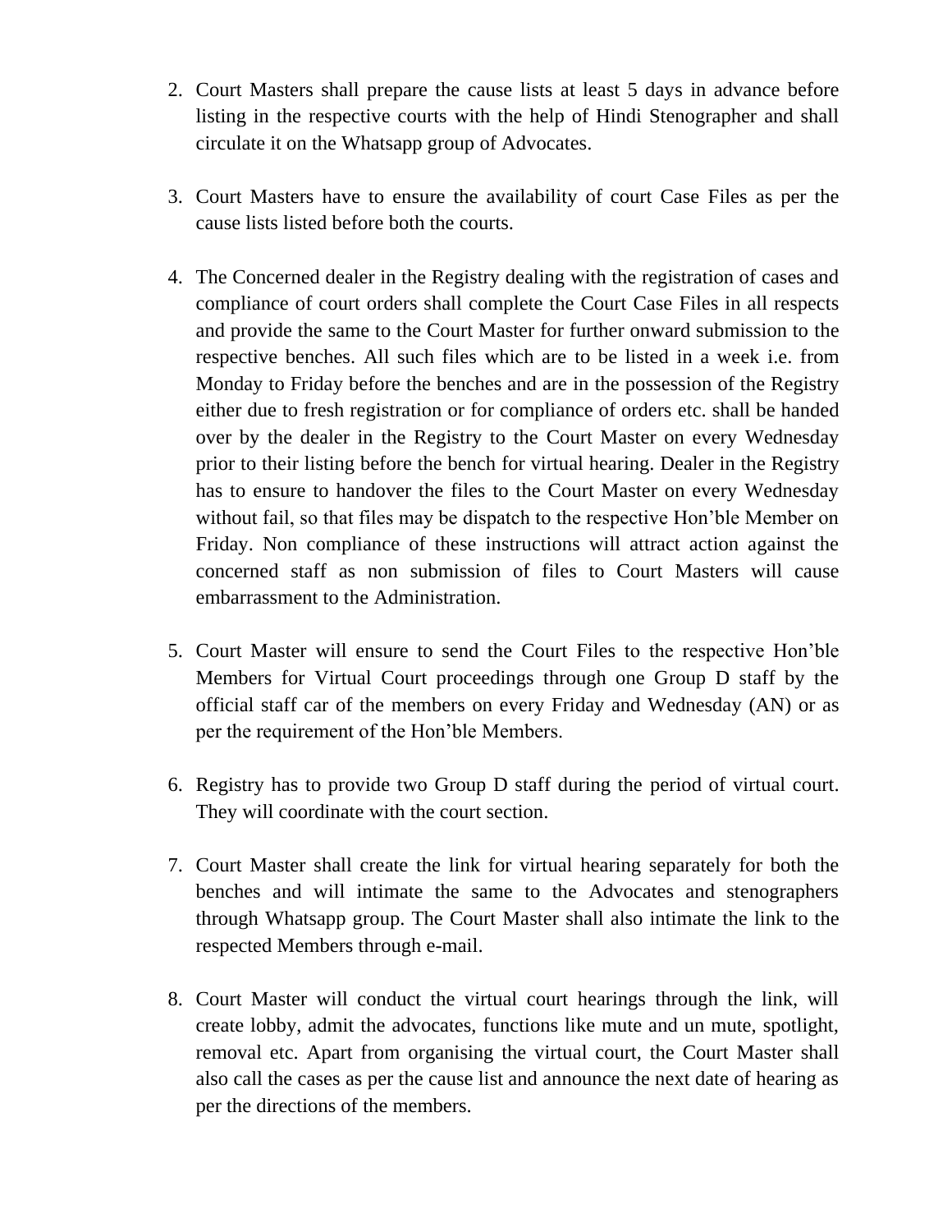2. Court Masters shall prepare the cause lists at least 5 days in advance before listing in the respective courts with the help of Hindi Stenographer and shall circulate it on the Whatsapp group of Advocates.

3. Court Masters have to ensure the availability of court Case Files as per the cause lists listed before both the courts.

4. The Concerned dealer in the Registry dealing with the registration of cases and compliance of court orders shall complete the Court Case Files in all respects and provide the same to the Court Master for further onward submission to the respective benches. All such files which are to be listed in a week i.e. from Monday to Friday before the benches and are in the possession of the Registry either due to fresh registration or for compliance of orders etc. shall be handed over by the dealer in the Registry to the Court Master on every Wednesday prior to their listing before the bench for virtual hearing. Dealer in the Registry has to ensure to handover the files to the Court Master on every Wednesday without fail, so that files may be dispatch to the respective Hon'ble Member on Friday. Non compliance of these instructions will attract action against the concerned staff as non submission of files to Court Masters will cause embarrassment to the Administration.

5. Court Master will ensure to send the Court Files to the respective Hon'ble Members for Virtual Court proceedings through one Group D staff by the official staff car of the members on every Friday and Wednesday (AN) or as per the requirement of the Hon'ble Members.

6. Registry has to provide two Group D staff during the period of virtual court. They will coordinate with the court section.

7. Court Master shall create the link for virtual hearing separately for both the benches and will intimate the same to the Advocates and stenographers through Whatsapp group. The Court Master shall also intimate the link to the respected Members through e-mail.

8. Court Master will conduct the virtual court hearings through the link, will create lobby, admit the advocates, functions like mute and un mute, spotlight, removal etc. Apart from organising the virtual court, the Court Master shall also call the cases as per the cause list and announce the next date of hearing as per the directions of the members.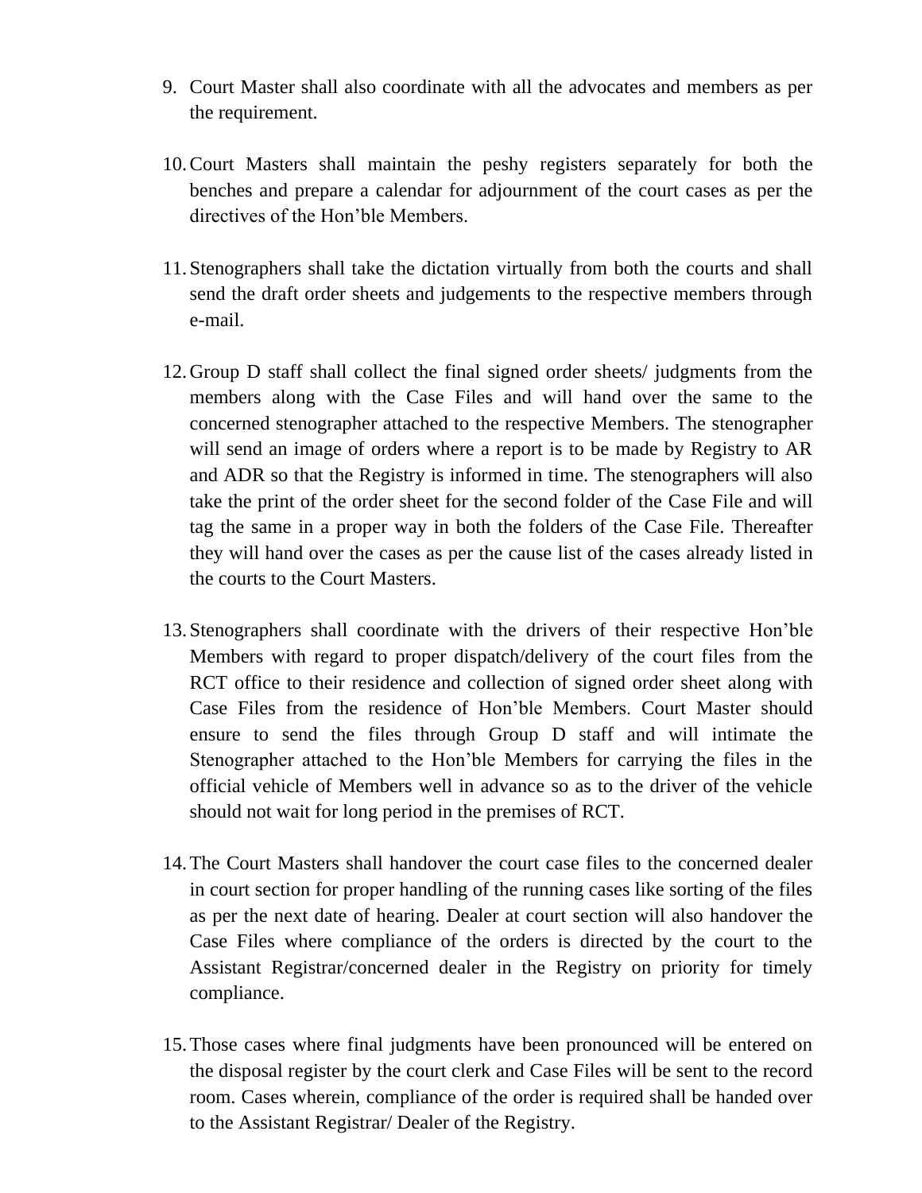9. Court Master shall also coordinate with all the advocates and members as per the requirement.

10. Court Masters shall maintain the peshy registers separately for both the benches and prepare a calendar for adjournment of the court cases as per the directives of the Hon'ble Members.

11. Stenographers shall take the dictation virtually from both the courts and shall send the draft order sheets and judgements to the respective members through e-mail.

12. Group D staff shall collect the final signed order sheets/ judgments from the members along with the Case Files and will hand over the same to the concerned stenographer attached to the respective Members. The stenographer will send an image of orders where a report is to be made by Registry to AR and ADR so that the Registry is informed in time. The stenographers will also take the print of the order sheet for the second folder of the Case File and will tag the same in a proper way in both the folders of the Case File. Thereafter they will hand over the cases as per the cause list of the cases already listed in the courts to the Court Masters.

13. Stenographers shall coordinate with the drivers of their respective Hon'ble Members with regard to proper dispatch/delivery of the court files from the RCT office to their residence and collection of signed order sheet along with Case Files from the residence of Hon'ble Members. Court Master should ensure to send the files through Group D staff and will intimate the Stenographer attached to the Hon'ble Members for carrying the files in the official vehicle of Members well in advance so as to the driver of the vehicle should not wait for long period in the premises of RCT.

14. The Court Masters shall handover the court case files to the concerned dealer in court section for proper handling of the running cases like sorting of the files as per the next date of hearing. Dealer at court section will also handover the Case Files where compliance of the orders is directed by the court to the Assistant Registrar/concerned dealer in the Registry on priority for timely compliance.

15. Those cases where final judgments have been pronounced will be entered on the disposal register by the court clerk and Case Files will be sent to the record room. Cases wherein, compliance of the order is required shall be handed over to the Assistant Registrar/ Dealer of the Registry.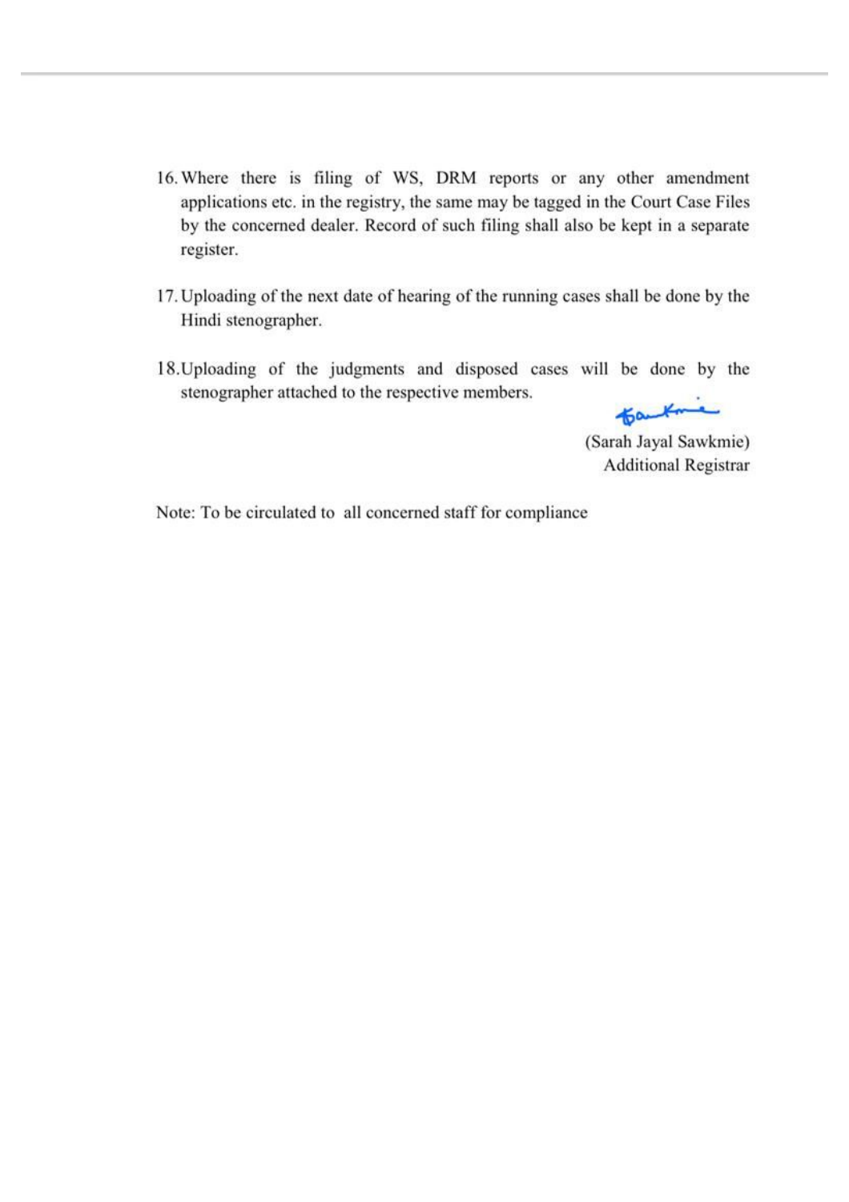16. Where there is filing of WS, DRM reports or any other amendment applications etc. in the registry, the same may be tagged in the Court Case Files by the concerned dealer. Record of such filing shall also be kept in a separate register.

17. Uploading of the next date of hearing of the running cases shall be done by the Hindi stenographer.

18. Uploading of the judgments and disposed cases will be done by the stenographer attached to the respective members.

(Sarah Jayal Sawkmie)
Additional Registrar

Note: To be circulated to all concerned staff for compliance